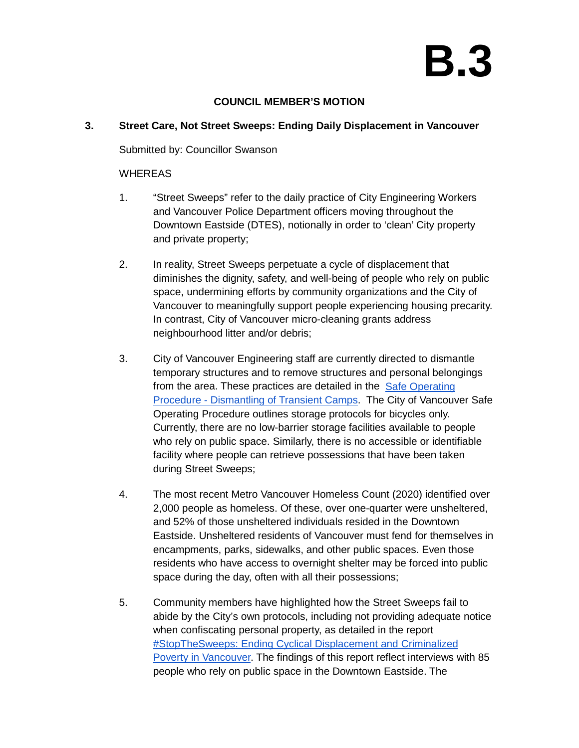# B.3

**COUNCIL MEMBER'S MOTION**

**3. Street Care, Not Street Sweeps: Ending Daily Displacement in Vancouver**

Submitted by: Councillor Swanson

WHEREAS

1. "Street Sweeps" refer to the daily practice of City Engineering Workers and Vancouver Police Department officers moving throughout the Downtown Eastside (DTES), notionally in order to 'clean' City property and private property;

2. In reality, Street Sweeps perpetuate a cycle of displacement that diminishes the dignity, safety, and well-being of people who rely on public space, undermining efforts by community organizations and the City of Vancouver to meaningfully support people experiencing housing precarity. In contrast, City of Vancouver micro-cleaning grants address neighbourhood litter and/or debris;

3. City of Vancouver Engineering staff are currently directed to dismantle temporary structures and to remove structures and personal belongings from the area. These practices are detailed in the Safe Operating Procedure - Dismantling of Transient Camps. The City of Vancouver Safe Operating Procedure outlines storage protocols for bicycles only. Currently, there are no low-barrier storage facilities available to people who rely on public space. Similarly, there is no accessible or identifiable facility where people can retrieve possessions that have been taken during Street Sweeps;

4. The most recent Metro Vancouver Homeless Count (2020) identified over 2,000 people as homeless. Of these, over one-quarter were unsheltered, and 52% of those unsheltered individuals resided in the Downtown Eastside. Unsheltered residents of Vancouver must fend for themselves in encampments, parks, sidewalks, and other public spaces. Even those residents who have access to overnight shelter may be forced into public space during the day, often with all their possessions;

5. Community members have highlighted how the Street Sweeps fail to abide by the City's own protocols, including not providing adequate notice when confiscating personal property, as detailed in the report #StopTheSweeps: Ending Cyclical Displacement and Criminalized Poverty in Vancouver. The findings of this report reflect interviews with 85 people who rely on public space in the Downtown Eastside. The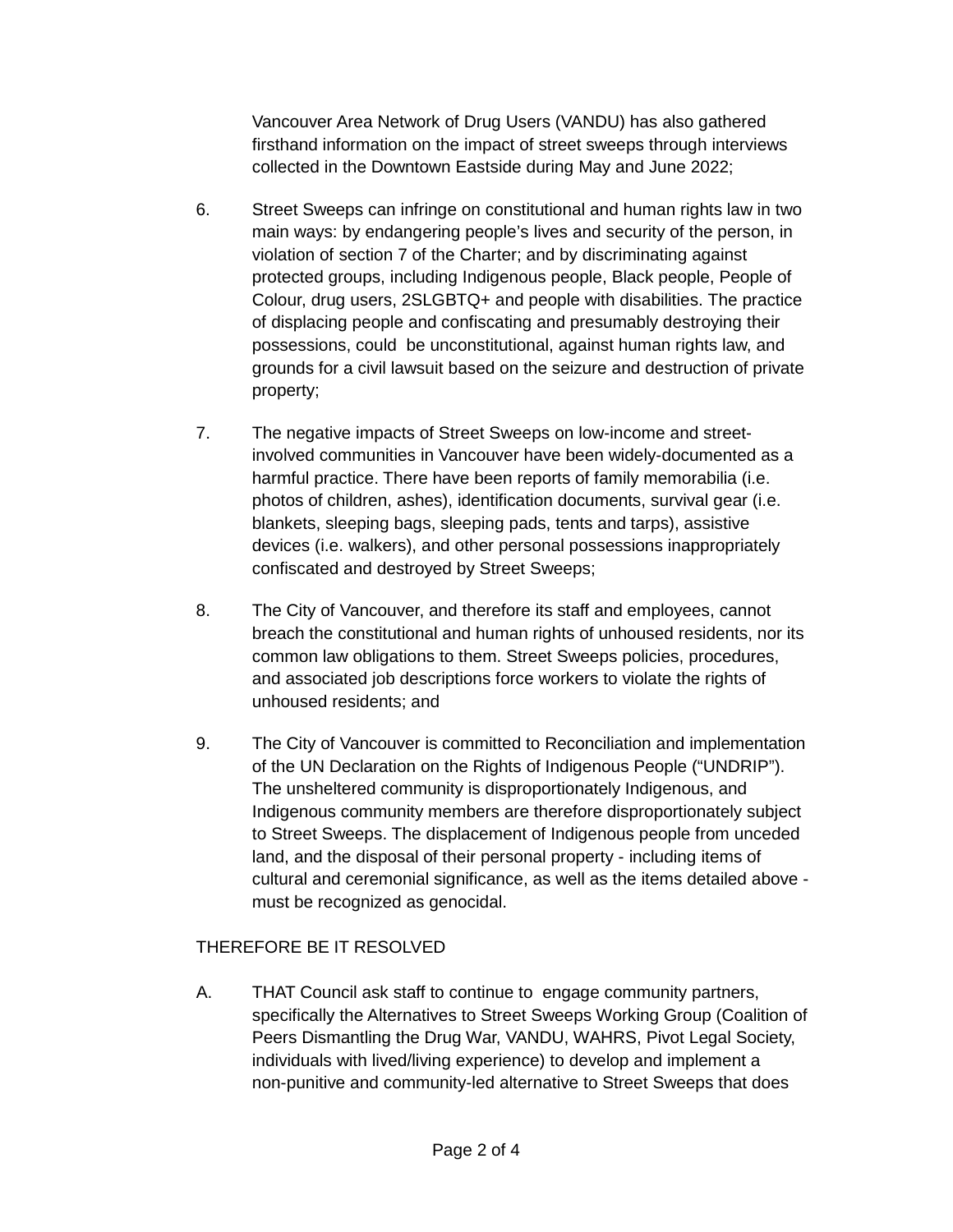Vancouver Area Network of Drug Users (VANDU) has also gathered firsthand information on the impact of street sweeps through interviews collected in the Downtown Eastside during May and June 2022;

6. Street Sweeps can infringe on constitutional and human rights law in two main ways: by endangering people's lives and security of the person, in violation of section 7 of the Charter; and by discriminating against protected groups, including Indigenous people, Black people, People of Colour, drug users, 2SLGBTQ+ and people with disabilities. The practice of displacing people and confiscating and presumably destroying their possessions, could be unconstitutional, against human rights law, and grounds for a civil lawsuit based on the seizure and destruction of private property;

7. The negative impacts of Street Sweeps on low-income and street-involved communities in Vancouver have been widely-documented as a harmful practice. There have been reports of family memorabilia (i.e. photos of children, ashes), identification documents, survival gear (i.e. blankets, sleeping bags, sleeping pads, tents and tarps), assistive devices (i.e. walkers), and other personal possessions inappropriately confiscated and destroyed by Street Sweeps;

8. The City of Vancouver, and therefore its staff and employees, cannot breach the constitutional and human rights of unhoused residents, nor its common law obligations to them. Street Sweeps policies, procedures, and associated job descriptions force workers to violate the rights of unhoused residents; and

9. The City of Vancouver is committed to Reconciliation and implementation of the UN Declaration on the Rights of Indigenous People ("UNDRIP"). The unsheltered community is disproportionately Indigenous, and Indigenous community members are therefore disproportionately subject to Street Sweeps. The displacement of Indigenous people from unceded land, and the disposal of their personal property - including items of cultural and ceremonial significance, as well as the items detailed above - must be recognized as genocidal.

THEREFORE BE IT RESOLVED

A. THAT Council ask staff to continue to engage community partners, specifically the Alternatives to Street Sweeps Working Group (Coalition of Peers Dismantling the Drug War, VANDU, WAHRS, Pivot Legal Society, individuals with lived/living experience) to develop and implement a non-punitive and community-led alternative to Street Sweeps that does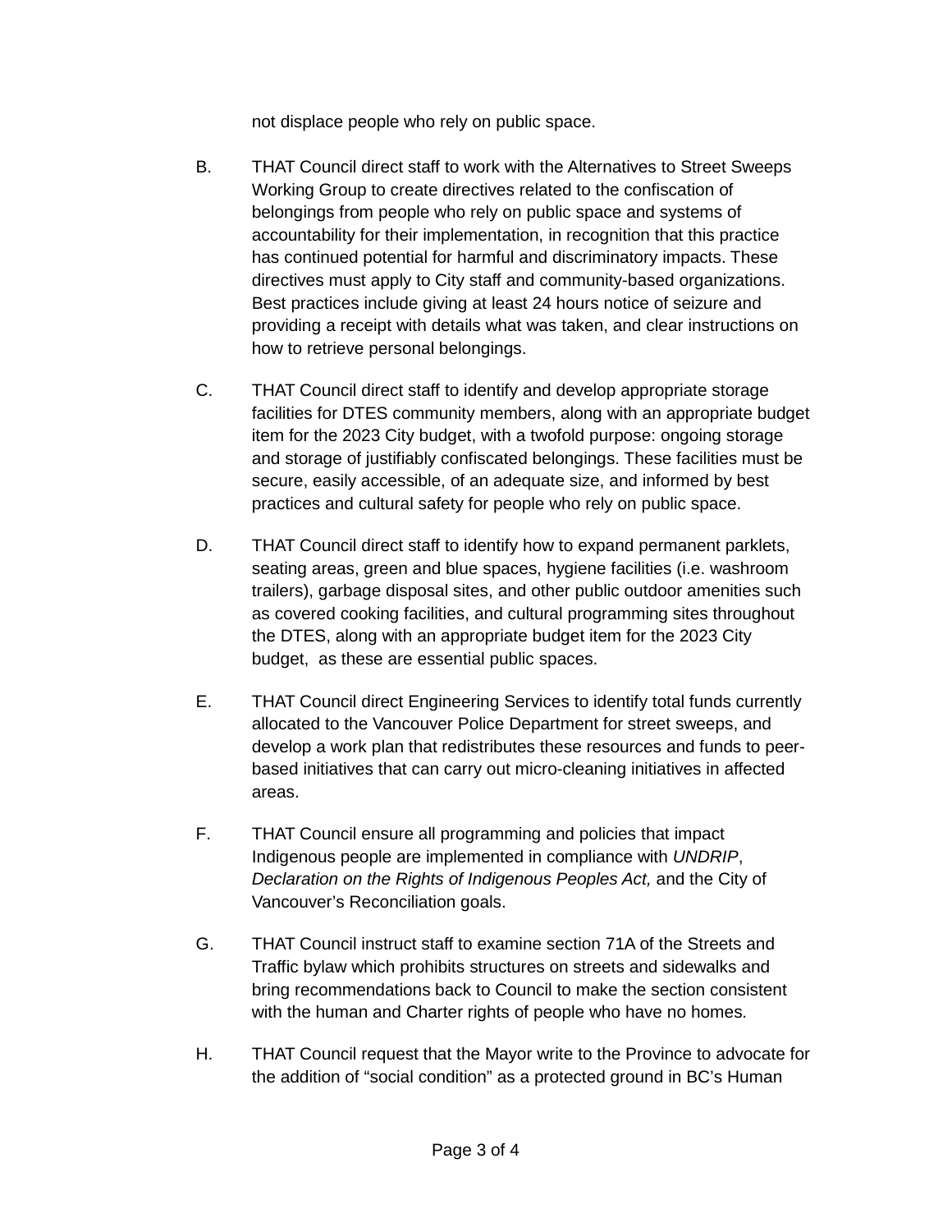not displace people who rely on public space.

B. THAT Council direct staff to work with the Alternatives to Street Sweeps Working Group to create directives related to the confiscation of belongings from people who rely on public space and systems of accountability for their implementation, in recognition that this practice has continued potential for harmful and discriminatory impacts. These directives must apply to City staff and community-based organizations. Best practices include giving at least 24 hours notice of seizure and providing a receipt with details what was taken, and clear instructions on how to retrieve personal belongings.

C. THAT Council direct staff to identify and develop appropriate storage facilities for DTES community members, along with an appropriate budget item for the 2023 City budget, with a twofold purpose: ongoing storage and storage of justifiably confiscated belongings. These facilities must be secure, easily accessible, of an adequate size, and informed by best practices and cultural safety for people who rely on public space.

D. THAT Council direct staff to identify how to expand permanent parklets, seating areas, green and blue spaces, hygiene facilities (i.e. washroom trailers), garbage disposal sites, and other public outdoor amenities such as covered cooking facilities, and cultural programming sites throughout the DTES, along with an appropriate budget item for the 2023 City budget, as these are essential public spaces.

E. THAT Council direct Engineering Services to identify total funds currently allocated to the Vancouver Police Department for street sweeps, and develop a work plan that redistributes these resources and funds to peer-based initiatives that can carry out micro-cleaning initiatives in affected areas.

F. THAT Council ensure all programming and policies that impact Indigenous people are implemented in compliance with *UNDRIP*, *Declaration on the Rights of Indigenous Peoples Act,* and the City of Vancouver's Reconciliation goals.

G. THAT Council instruct staff to examine section 71A of the Streets and Traffic bylaw which prohibits structures on streets and sidewalks and bring recommendations back to Council to make the section consistent with the human and Charter rights of people who have no homes.

H. THAT Council request that the Mayor write to the Province to advocate for the addition of "social condition" as a protected ground in BC's Human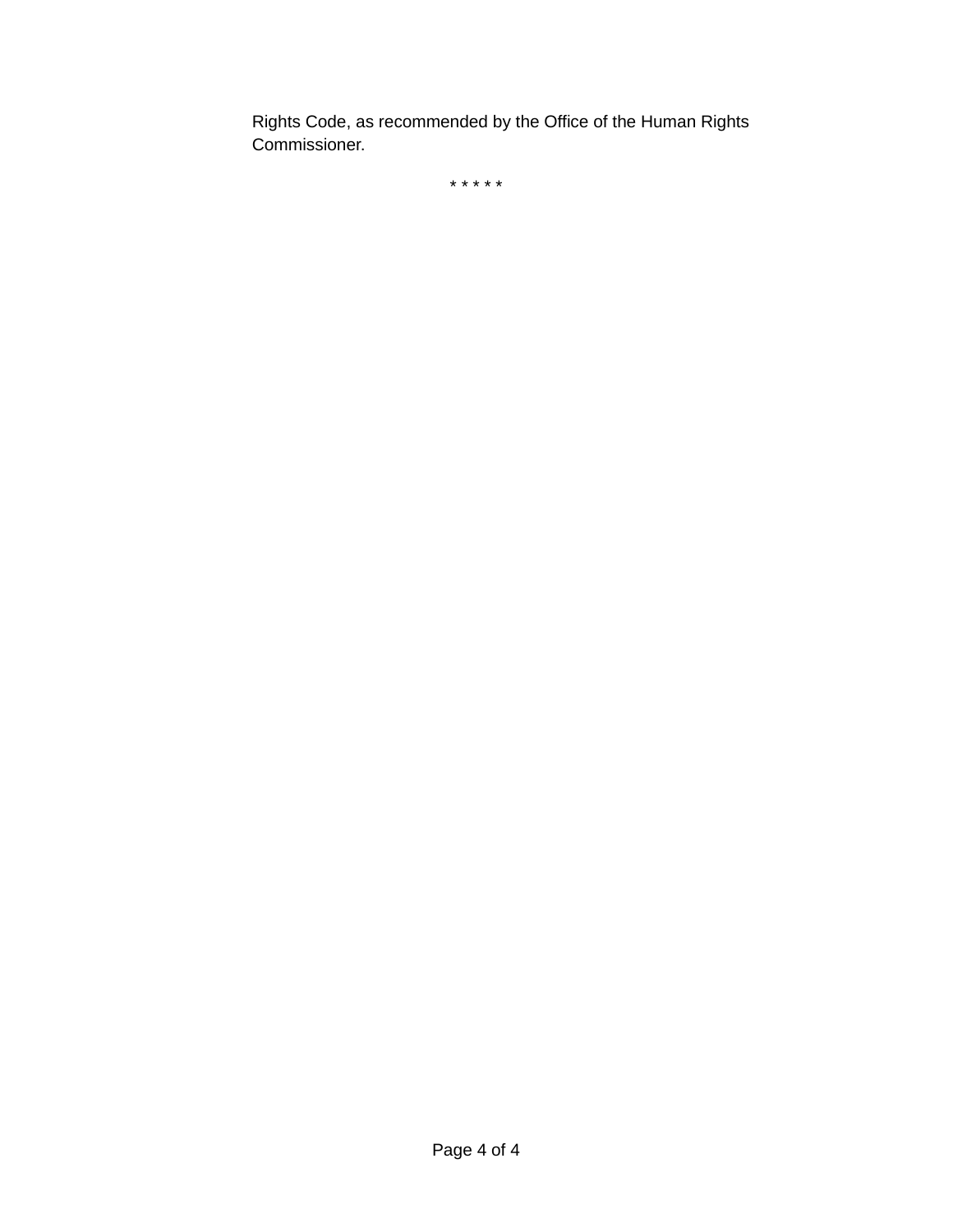Rights Code, as recommended by the Office of the Human Rights Commissioner.

* * * * *